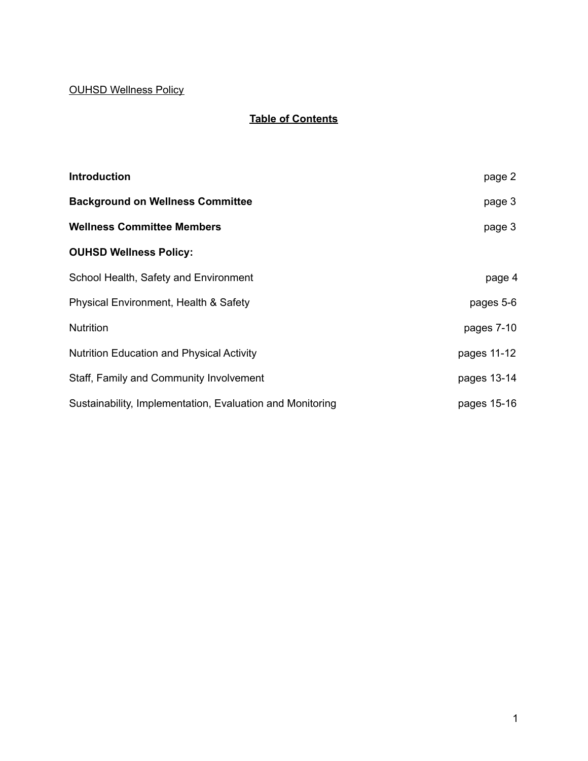OUHSD Wellness Policy

# Table of Contents

| | |
|---|---|
| **Introduction** | page 2 |
| **Background on Wellness Committee** | page 3 |
| **Wellness Committee Members** | page 3 |
| **OUHSD Wellness Policy:** | |
| School Health, Safety and Environment | page 4 |
| Physical Environment, Health & Safety | pages 5-6 |
| Nutrition | pages 7-10 |
| Nutrition Education and Physical Activity | pages 11-12 |
| Staff, Family and Community Involvement | pages 13-14 |
| Sustainability, Implementation, Evaluation and Monitoring | pages 15-16 |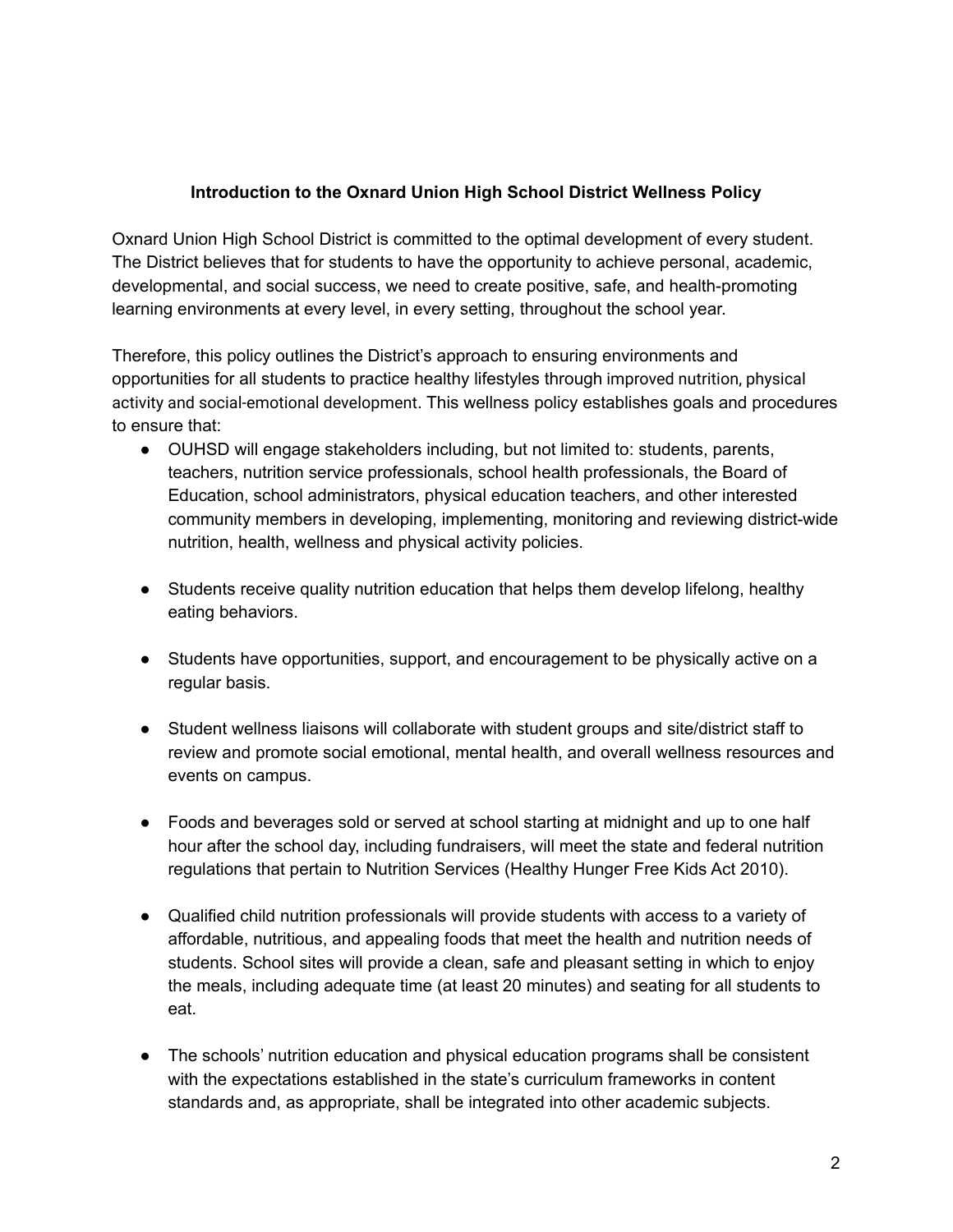**Introduction to the Oxnard Union High School District Wellness Policy**

Oxnard Union High School District is committed to the optimal development of every student. The District believes that for students to have the opportunity to achieve personal, academic, developmental, and social success, we need to create positive, safe, and health-promoting learning environments at every level, in every setting, throughout the school year.

Therefore, this policy outlines the District's approach to ensuring environments and opportunities for all students to practice healthy lifestyles through improved nutrition, physical activity and social-emotional development. This wellness policy establishes goals and procedures to ensure that:

- OUHSD will engage stakeholders including, but not limited to: students, parents, teachers, nutrition service professionals, school health professionals, the Board of Education, school administrators, physical education teachers, and other interested community members in developing, implementing, monitoring and reviewing district-wide nutrition, health, wellness and physical activity policies.

- Students receive quality nutrition education that helps them develop lifelong, healthy eating behaviors.

- Students have opportunities, support, and encouragement to be physically active on a regular basis.

- Student wellness liaisons will collaborate with student groups and site/district staff to review and promote social emotional, mental health, and overall wellness resources and events on campus.

- Foods and beverages sold or served at school starting at midnight and up to one half hour after the school day, including fundraisers, will meet the state and federal nutrition regulations that pertain to Nutrition Services (Healthy Hunger Free Kids Act 2010).

- Qualified child nutrition professionals will provide students with access to a variety of affordable, nutritious, and appealing foods that meet the health and nutrition needs of students. School sites will provide a clean, safe and pleasant setting in which to enjoy the meals, including adequate time (at least 20 minutes) and seating for all students to eat.

- The schools' nutrition education and physical education programs shall be consistent with the expectations established in the state's curriculum frameworks in content standards and, as appropriate, shall be integrated into other academic subjects.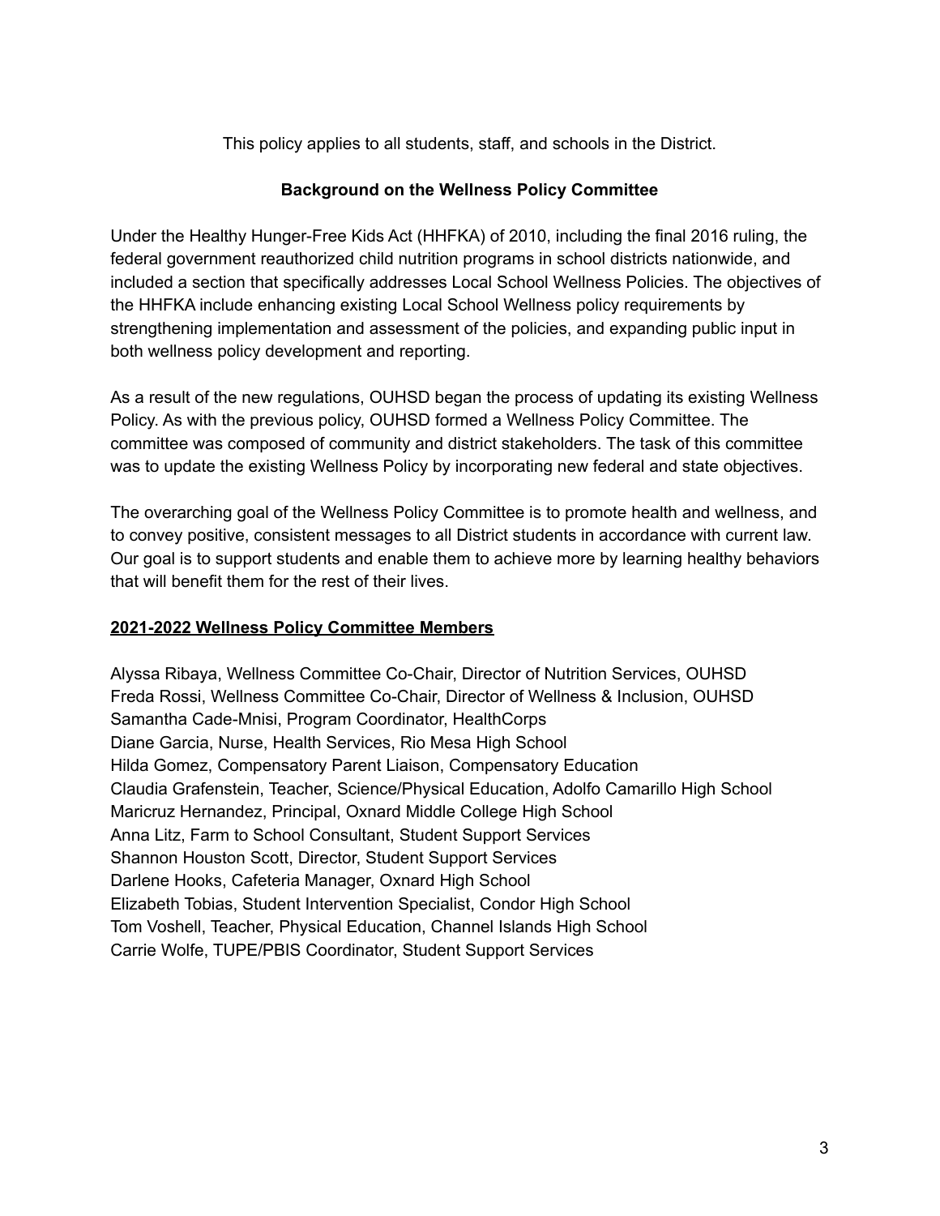This policy applies to all students, staff, and schools in the District.

## Background on the Wellness Policy Committee

Under the Healthy Hunger-Free Kids Act (HHFKA) of 2010, including the final 2016 ruling, the federal government reauthorized child nutrition programs in school districts nationwide, and included a section that specifically addresses Local School Wellness Policies. The objectives of the HHFKA include enhancing existing Local School Wellness policy requirements by strengthening implementation and assessment of the policies, and expanding public input in both wellness policy development and reporting.

As a result of the new regulations, OUHSD began the process of updating its existing Wellness Policy. As with the previous policy, OUHSD formed a Wellness Policy Committee. The committee was composed of community and district stakeholders. The task of this committee was to update the existing Wellness Policy by incorporating new federal and state objectives.

The overarching goal of the Wellness Policy Committee is to promote health and wellness, and to convey positive, consistent messages to all District students in accordance with current law. Our goal is to support students and enable them to achieve more by learning healthy behaviors that will benefit them for the rest of their lives.

### 2021-2022 Wellness Policy Committee Members

Alyssa Ribaya, Wellness Committee Co-Chair, Director of Nutrition Services, OUHSD
Freda Rossi, Wellness Committee Co-Chair, Director of Wellness & Inclusion, OUHSD
Samantha Cade-Mnisi, Program Coordinator, HealthCorps
Diane Garcia, Nurse, Health Services, Rio Mesa High School
Hilda Gomez, Compensatory Parent Liaison, Compensatory Education
Claudia Grafenstein, Teacher, Science/Physical Education, Adolfo Camarillo High School
Maricruz Hernandez, Principal, Oxnard Middle College High School
Anna Litz, Farm to School Consultant, Student Support Services
Shannon Houston Scott, Director, Student Support Services
Darlene Hooks, Cafeteria Manager, Oxnard High School
Elizabeth Tobias, Student Intervention Specialist, Condor High School
Tom Voshell, Teacher, Physical Education, Channel Islands High School
Carrie Wolfe, TUPE/PBIS Coordinator, Student Support Services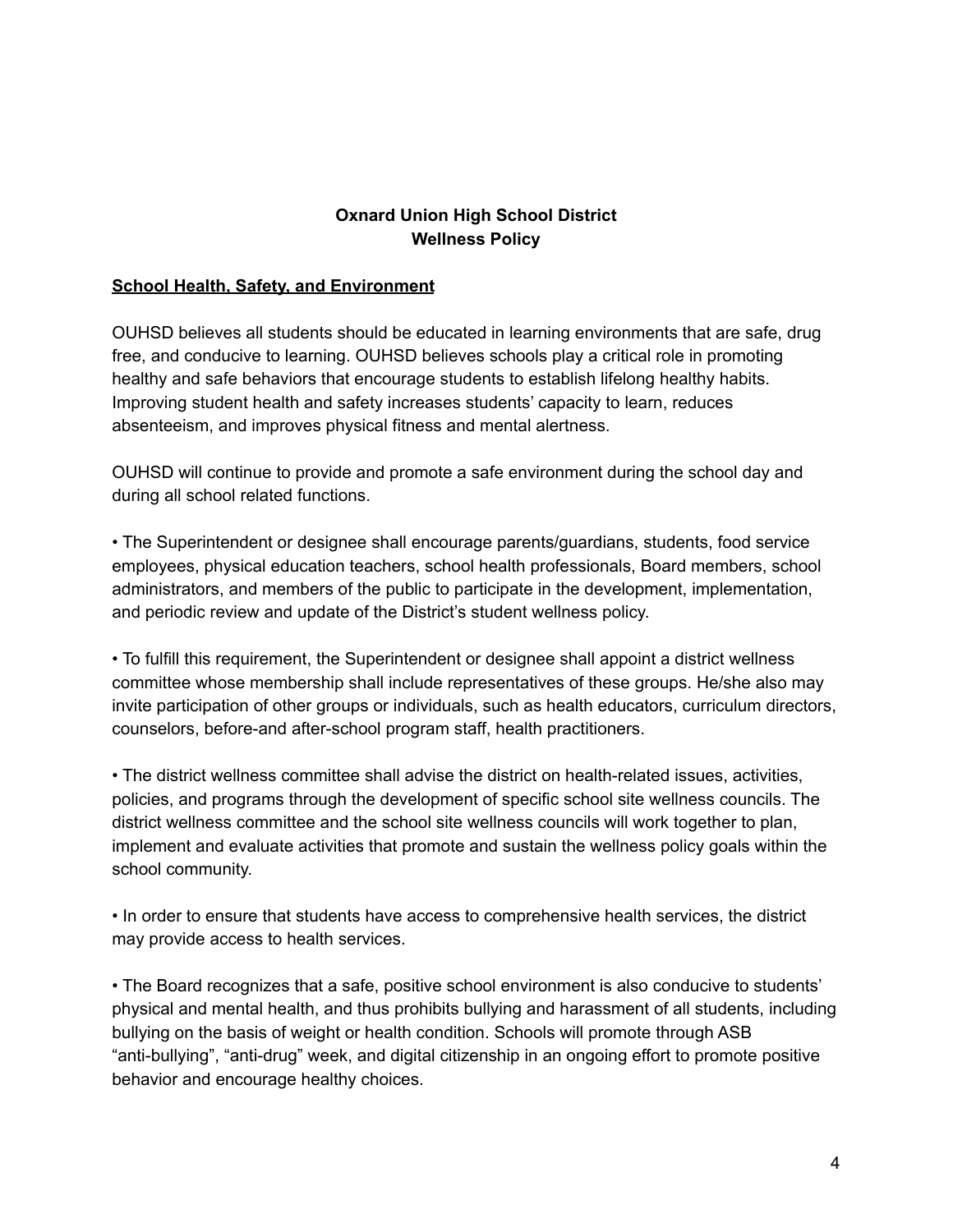**Oxnard Union High School District**
**Wellness Policy**

**School Health, Safety, and Environment**

OUHSD believes all students should be educated in learning environments that are safe, drug free, and conducive to learning. OUHSD believes schools play a critical role in promoting healthy and safe behaviors that encourage students to establish lifelong healthy habits. Improving student health and safety increases students' capacity to learn, reduces absenteeism, and improves physical fitness and mental alertness.

OUHSD will continue to provide and promote a safe environment during the school day and during all school related functions.

- The Superintendent or designee shall encourage parents/guardians, students, food service employees, physical education teachers, school health professionals, Board members, school administrators, and members of the public to participate in the development, implementation, and periodic review and update of the District's student wellness policy.

- To fulfill this requirement, the Superintendent or designee shall appoint a district wellness committee whose membership shall include representatives of these groups. He/she also may invite participation of other groups or individuals, such as health educators, curriculum directors, counselors, before-and after-school program staff, health practitioners.

- The district wellness committee shall advise the district on health-related issues, activities, policies, and programs through the development of specific school site wellness councils. The district wellness committee and the school site wellness councils will work together to plan, implement and evaluate activities that promote and sustain the wellness policy goals within the school community.

- In order to ensure that students have access to comprehensive health services, the district may provide access to health services.

- The Board recognizes that a safe, positive school environment is also conducive to students' physical and mental health, and thus prohibits bullying and harassment of all students, including bullying on the basis of weight or health condition. Schools will promote through ASB "anti-bullying", "anti-drug" week, and digital citizenship in an ongoing effort to promote positive behavior and encourage healthy choices.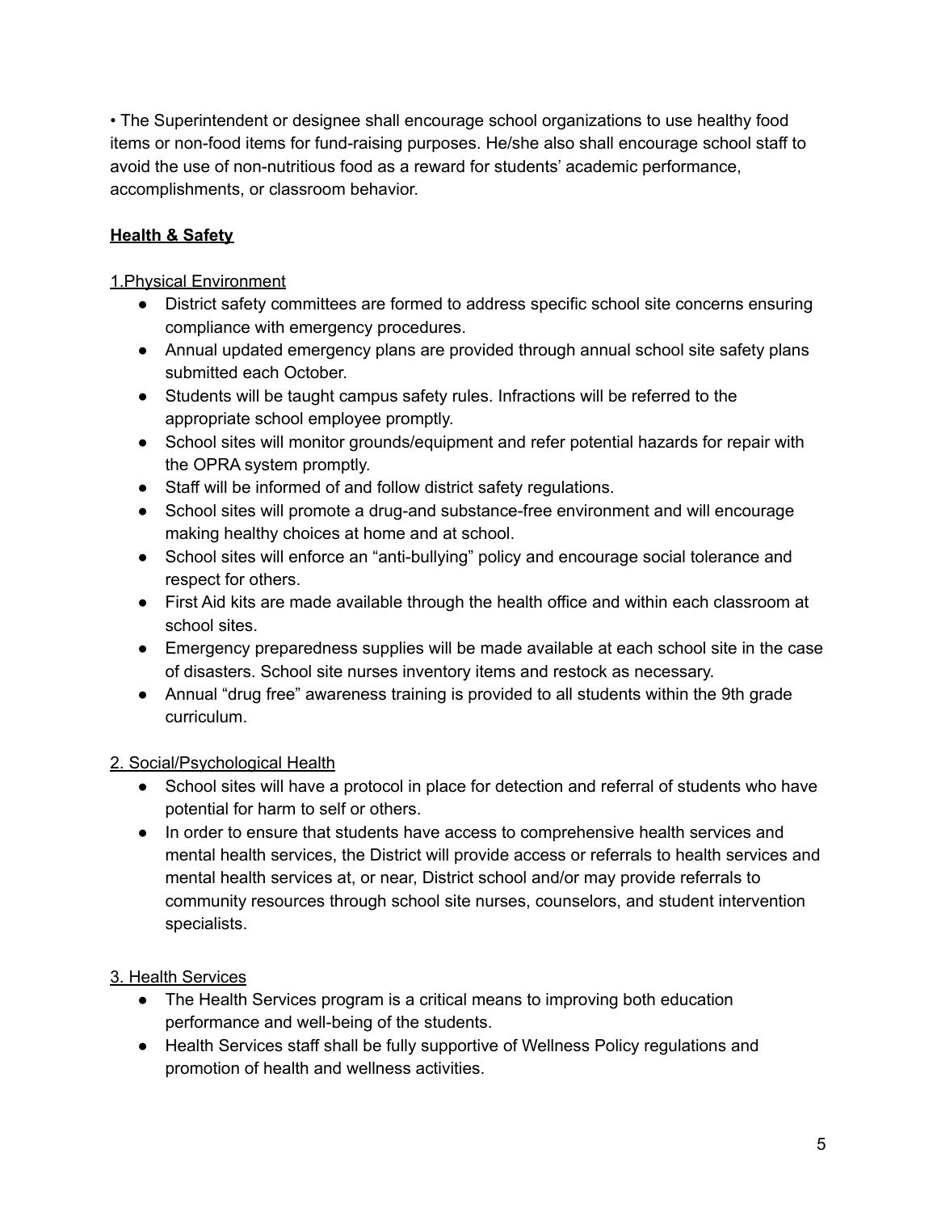- The Superintendent or designee shall encourage school organizations to use healthy food items or non-food items for fund-raising purposes. He/she also shall encourage school staff to avoid the use of non-nutritious food as a reward for students' academic performance, accomplishments, or classroom behavior.

## **Health & Safety**

1.Physical Environment

- District safety committees are formed to address specific school site concerns ensuring compliance with emergency procedures.
- Annual updated emergency plans are provided through annual school site safety plans submitted each October.
- Students will be taught campus safety rules. Infractions will be referred to the appropriate school employee promptly.
- School sites will monitor grounds/equipment and refer potential hazards for repair with the OPRA system promptly.
- Staff will be informed of and follow district safety regulations.
- School sites will promote a drug-and substance-free environment and will encourage making healthy choices at home and at school.
- School sites will enforce an "anti-bullying" policy and encourage social tolerance and respect for others.
- First Aid kits are made available through the health office and within each classroom at school sites.
- Emergency preparedness supplies will be made available at each school site in the case of disasters. School site nurses inventory items and restock as necessary.
- Annual "drug free" awareness training is provided to all students within the 9th grade curriculum.

2. Social/Psychological Health

- School sites will have a protocol in place for detection and referral of students who have potential for harm to self or others.
- In order to ensure that students have access to comprehensive health services and mental health services, the District will provide access or referrals to health services and mental health services at, or near, District school and/or may provide referrals to community resources through school site nurses, counselors, and student intervention specialists.

3. Health Services

- The Health Services program is a critical means to improving both education performance and well-being of the students.
- Health Services staff shall be fully supportive of Wellness Policy regulations and promotion of health and wellness activities.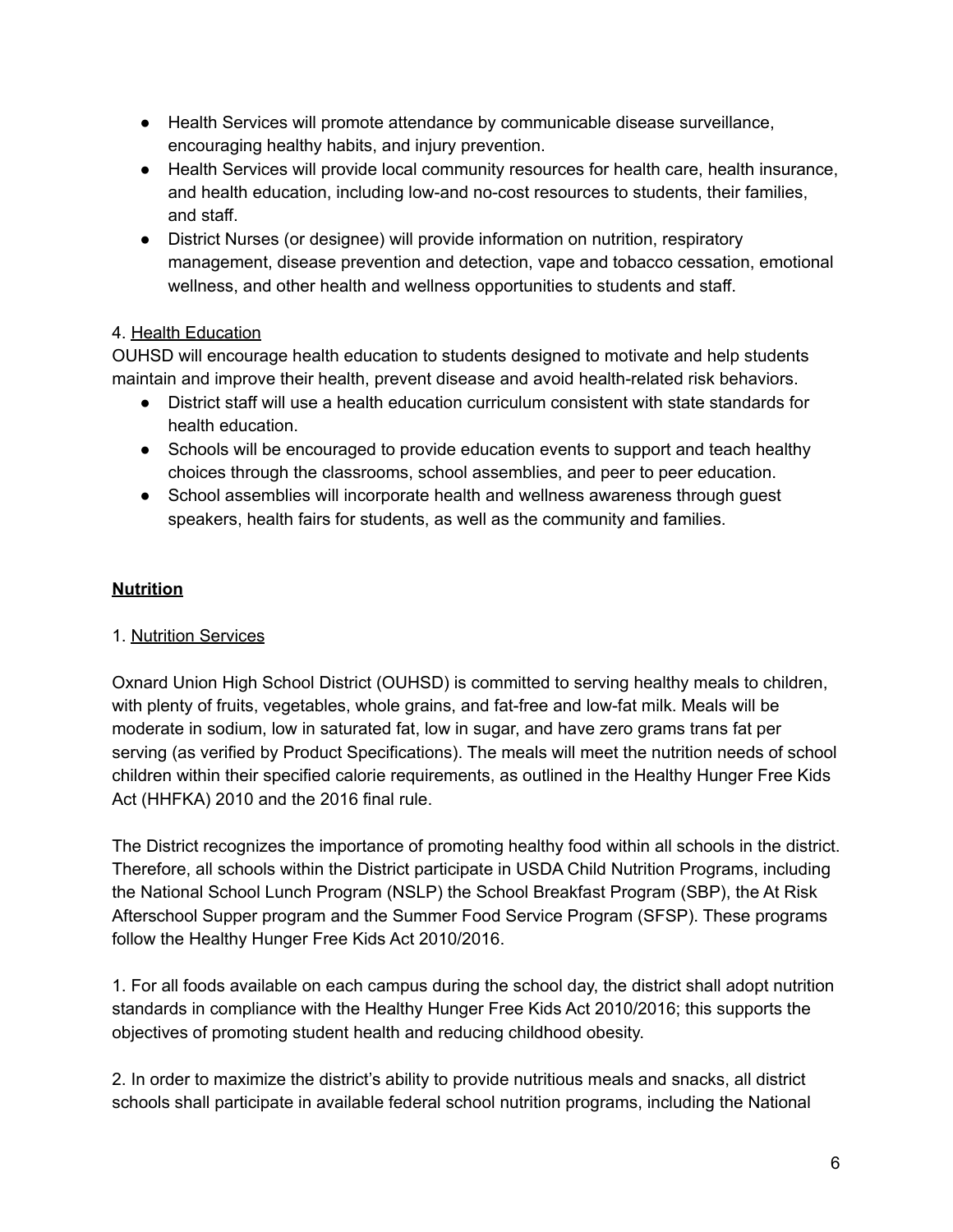- Health Services will promote attendance by communicable disease surveillance, encouraging healthy habits, and injury prevention.
- Health Services will provide local community resources for health care, health insurance, and health education, including low-and no-cost resources to students, their families, and staff.
- District Nurses (or designee) will provide information on nutrition, respiratory management, disease prevention and detection, vape and tobacco cessation, emotional wellness, and other health and wellness opportunities to students and staff.

4. Health Education

OUHSD will encourage health education to students designed to motivate and help students maintain and improve their health, prevent disease and avoid health-related risk behaviors.

- District staff will use a health education curriculum consistent with state standards for health education.
- Schools will be encouraged to provide education events to support and teach healthy choices through the classrooms, school assemblies, and peer to peer education.
- School assemblies will incorporate health and wellness awareness through guest speakers, health fairs for students, as well as the community and families.

## Nutrition

1. Nutrition Services

Oxnard Union High School District (OUHSD) is committed to serving healthy meals to children, with plenty of fruits, vegetables, whole grains, and fat-free and low-fat milk. Meals will be moderate in sodium, low in saturated fat, low in sugar, and have zero grams trans fat per serving (as verified by Product Specifications). The meals will meet the nutrition needs of school children within their specified calorie requirements, as outlined in the Healthy Hunger Free Kids Act (HHFKA) 2010 and the 2016 final rule.

The District recognizes the importance of promoting healthy food within all schools in the district. Therefore, all schools within the District participate in USDA Child Nutrition Programs, including the National School Lunch Program (NSLP) the School Breakfast Program (SBP), the At Risk Afterschool Supper program and the Summer Food Service Program (SFSP). These programs follow the Healthy Hunger Free Kids Act 2010/2016.

1. For all foods available on each campus during the school day, the district shall adopt nutrition standards in compliance with the Healthy Hunger Free Kids Act 2010/2016; this supports the objectives of promoting student health and reducing childhood obesity.

2. In order to maximize the district's ability to provide nutritious meals and snacks, all district schools shall participate in available federal school nutrition programs, including the National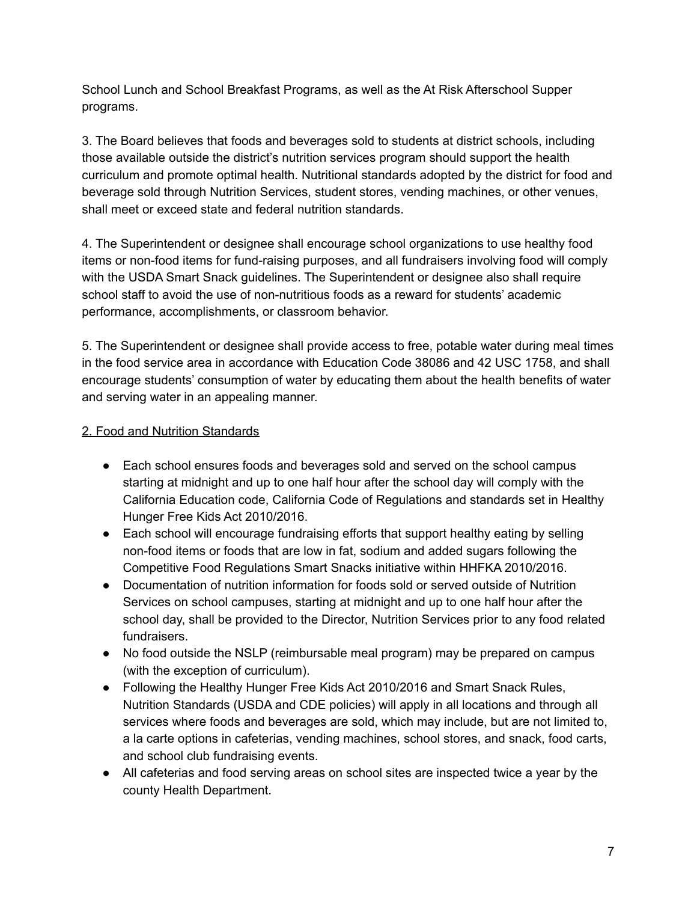School Lunch and School Breakfast Programs, as well as the At Risk Afterschool Supper programs.

3. The Board believes that foods and beverages sold to students at district schools, including those available outside the district's nutrition services program should support the health curriculum and promote optimal health. Nutritional standards adopted by the district for food and beverage sold through Nutrition Services, student stores, vending machines, or other venues, shall meet or exceed state and federal nutrition standards.

4. The Superintendent or designee shall encourage school organizations to use healthy food items or non-food items for fund-raising purposes, and all fundraisers involving food will comply with the USDA Smart Snack guidelines. The Superintendent or designee also shall require school staff to avoid the use of non-nutritious foods as a reward for students' academic performance, accomplishments, or classroom behavior.

5. The Superintendent or designee shall provide access to free, potable water during meal times in the food service area in accordance with Education Code 38086 and 42 USC 1758, and shall encourage students' consumption of water by educating them about the health benefits of water and serving water in an appealing manner.

<u>2. Food and Nutrition Standards</u>

- Each school ensures foods and beverages sold and served on the school campus starting at midnight and up to one half hour after the school day will comply with the California Education code, California Code of Regulations and standards set in Healthy Hunger Free Kids Act 2010/2016.
- Each school will encourage fundraising efforts that support healthy eating by selling non-food items or foods that are low in fat, sodium and added sugars following the Competitive Food Regulations Smart Snacks initiative within HHFKA 2010/2016.
- Documentation of nutrition information for foods sold or served outside of Nutrition Services on school campuses, starting at midnight and up to one half hour after the school day, shall be provided to the Director, Nutrition Services prior to any food related fundraisers.
- No food outside the NSLP (reimbursable meal program) may be prepared on campus (with the exception of curriculum).
- Following the Healthy Hunger Free Kids Act 2010/2016 and Smart Snack Rules, Nutrition Standards (USDA and CDE policies) will apply in all locations and through all services where foods and beverages are sold, which may include, but are not limited to, a la carte options in cafeterias, vending machines, school stores, and snack, food carts, and school club fundraising events.
- All cafeterias and food serving areas on school sites are inspected twice a year by the county Health Department.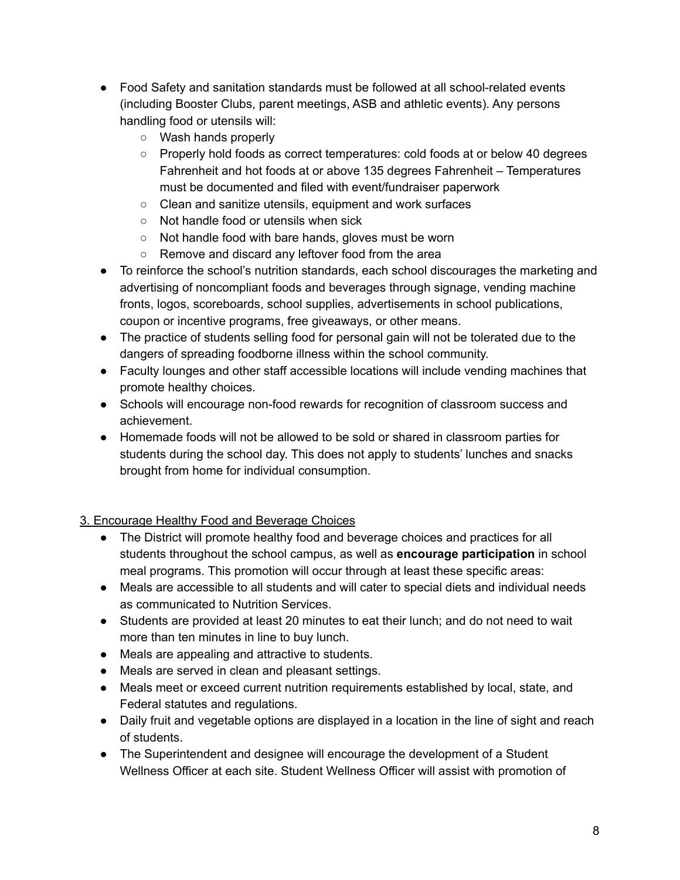- Food Safety and sanitation standards must be followed at all school-related events (including Booster Clubs, parent meetings, ASB and athletic events). Any persons handling food or utensils will:
  - Wash hands properly
  - Properly hold foods as correct temperatures: cold foods at or below 40 degrees Fahrenheit and hot foods at or above 135 degrees Fahrenheit – Temperatures must be documented and filed with event/fundraiser paperwork
  - Clean and sanitize utensils, equipment and work surfaces
  - Not handle food or utensils when sick
  - Not handle food with bare hands, gloves must be worn
  - Remove and discard any leftover food from the area
- To reinforce the school's nutrition standards, each school discourages the marketing and advertising of noncompliant foods and beverages through signage, vending machine fronts, logos, scoreboards, school supplies, advertisements in school publications, coupon or incentive programs, free giveaways, or other means.
- The practice of students selling food for personal gain will not be tolerated due to the dangers of spreading foodborne illness within the school community.
- Faculty lounges and other staff accessible locations will include vending machines that promote healthy choices.
- Schools will encourage non-food rewards for recognition of classroom success and achievement.
- Homemade foods will not be allowed to be sold or shared in classroom parties for students during the school day. This does not apply to students' lunches and snacks brought from home for individual consumption.

<u>3. Encourage Healthy Food and Beverage Choices</u>

- The District will promote healthy food and beverage choices and practices for all students throughout the school campus, as well as **encourage participation** in school meal programs. This promotion will occur through at least these specific areas:
- Meals are accessible to all students and will cater to special diets and individual needs as communicated to Nutrition Services.
- Students are provided at least 20 minutes to eat their lunch; and do not need to wait more than ten minutes in line to buy lunch.
- Meals are appealing and attractive to students.
- Meals are served in clean and pleasant settings.
- Meals meet or exceed current nutrition requirements established by local, state, and Federal statutes and regulations.
- Daily fruit and vegetable options are displayed in a location in the line of sight and reach of students.
- The Superintendent and designee will encourage the development of a Student Wellness Officer at each site. Student Wellness Officer will assist with promotion of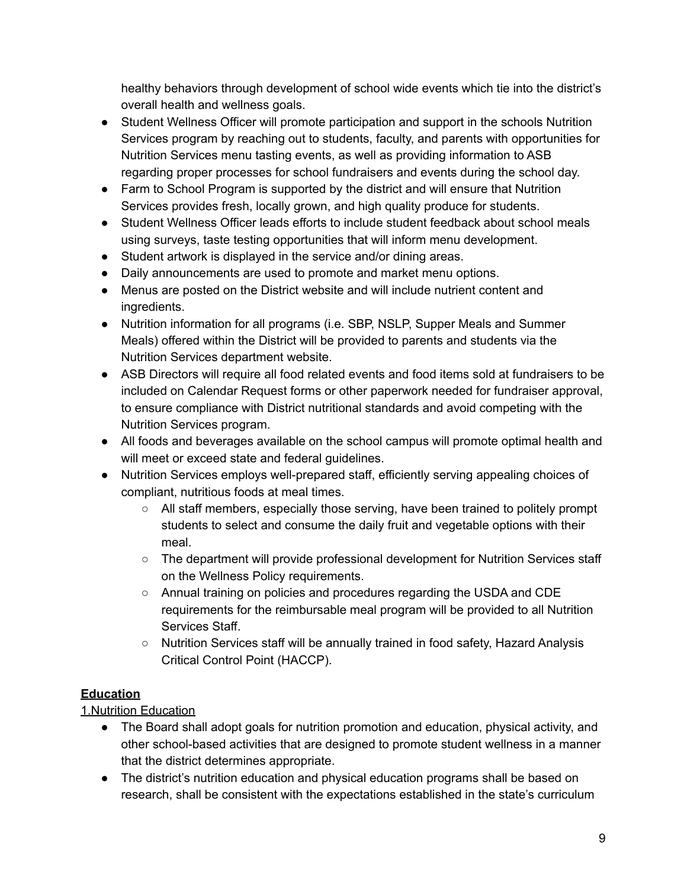healthy behaviors through development of school wide events which tie into the district's overall health and wellness goals.

- Student Wellness Officer will promote participation and support in the schools Nutrition Services program by reaching out to students, faculty, and parents with opportunities for Nutrition Services menu tasting events, as well as providing information to ASB regarding proper processes for school fundraisers and events during the school day.
- Farm to School Program is supported by the district and will ensure that Nutrition Services provides fresh, locally grown, and high quality produce for students.
- Student Wellness Officer leads efforts to include student feedback about school meals using surveys, taste testing opportunities that will inform menu development.
- Student artwork is displayed in the service and/or dining areas.
- Daily announcements are used to promote and market menu options.
- Menus are posted on the District website and will include nutrient content and ingredients.
- Nutrition information for all programs (i.e. SBP, NSLP, Supper Meals and Summer Meals) offered within the District will be provided to parents and students via the Nutrition Services department website.
- ASB Directors will require all food related events and food items sold at fundraisers to be included on Calendar Request forms or other paperwork needed for fundraiser approval, to ensure compliance with District nutritional standards and avoid competing with the Nutrition Services program.
- All foods and beverages available on the school campus will promote optimal health and will meet or exceed state and federal guidelines.
- Nutrition Services employs well-prepared staff, efficiently serving appealing choices of compliant, nutritious foods at meal times.
    - All staff members, especially those serving, have been trained to politely prompt students to select and consume the daily fruit and vegetable options with their meal.
    - The department will provide professional development for Nutrition Services staff on the Wellness Policy requirements.
    - Annual training on policies and procedures regarding the USDA and CDE requirements for the reimbursable meal program will be provided to all Nutrition Services Staff.
    - Nutrition Services staff will be annually trained in food safety, Hazard Analysis Critical Control Point (HACCP).

## Education

1.Nutrition Education

- The Board shall adopt goals for nutrition promotion and education, physical activity, and other school-based activities that are designed to promote student wellness in a manner that the district determines appropriate.
- The district's nutrition education and physical education programs shall be based on research, shall be consistent with the expectations established in the state's curriculum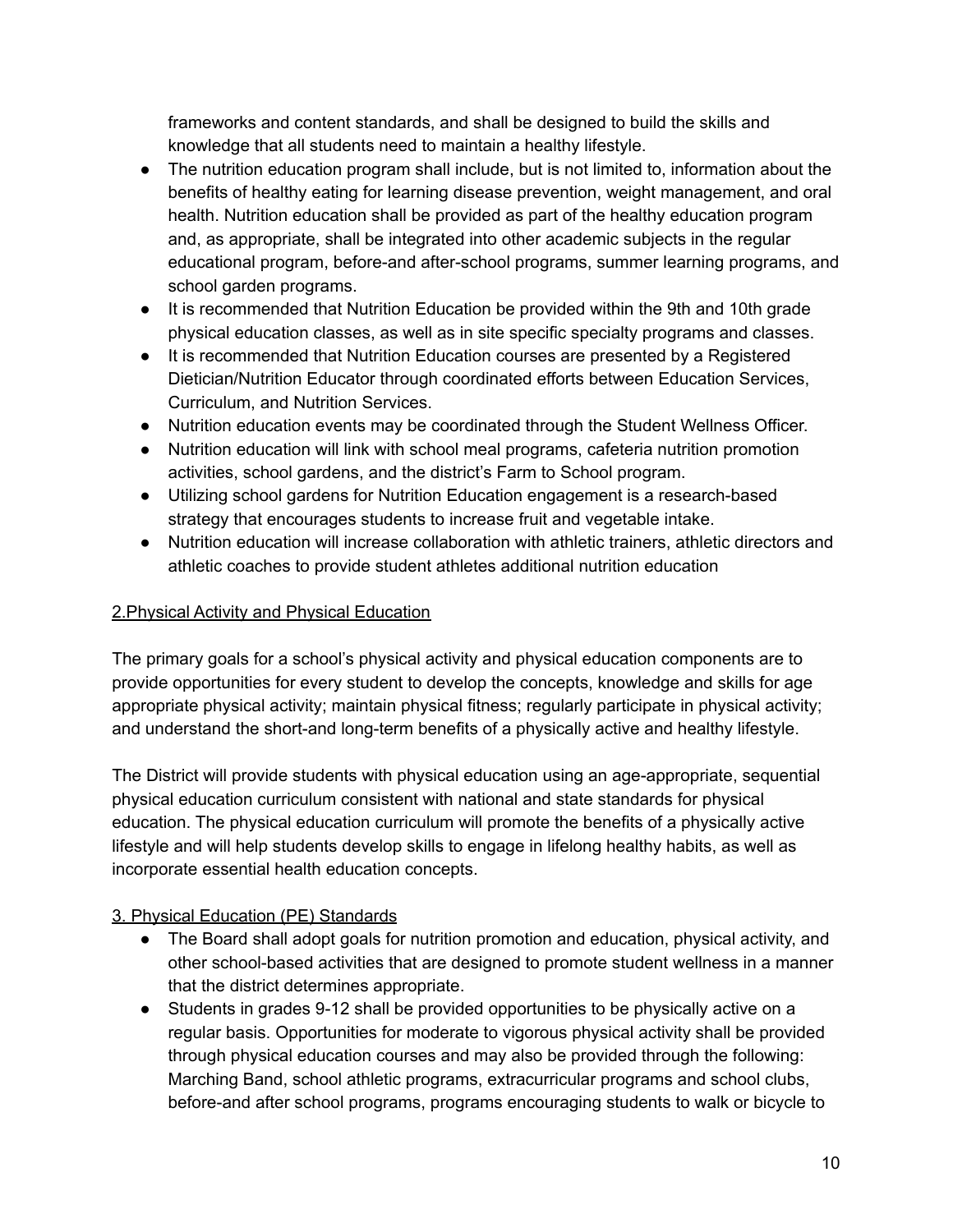frameworks and content standards, and shall be designed to build the skills and knowledge that all students need to maintain a healthy lifestyle.

- The nutrition education program shall include, but is not limited to, information about the benefits of healthy eating for learning disease prevention, weight management, and oral health. Nutrition education shall be provided as part of the healthy education program and, as appropriate, shall be integrated into other academic subjects in the regular educational program, before-and after-school programs, summer learning programs, and school garden programs.
- It is recommended that Nutrition Education be provided within the 9th and 10th grade physical education classes, as well as in site specific specialty programs and classes.
- It is recommended that Nutrition Education courses are presented by a Registered Dietician/Nutrition Educator through coordinated efforts between Education Services, Curriculum, and Nutrition Services.
- Nutrition education events may be coordinated through the Student Wellness Officer.
- Nutrition education will link with school meal programs, cafeteria nutrition promotion activities, school gardens, and the district's Farm to School program.
- Utilizing school gardens for Nutrition Education engagement is a research-based strategy that encourages students to increase fruit and vegetable intake.
- Nutrition education will increase collaboration with athletic trainers, athletic directors and athletic coaches to provide student athletes additional nutrition education

## 2.Physical Activity and Physical Education

The primary goals for a school's physical activity and physical education components are to provide opportunities for every student to develop the concepts, knowledge and skills for age appropriate physical activity; maintain physical fitness; regularly participate in physical activity; and understand the short-and long-term benefits of a physically active and healthy lifestyle.

The District will provide students with physical education using an age-appropriate, sequential physical education curriculum consistent with national and state standards for physical education. The physical education curriculum will promote the benefits of a physically active lifestyle and will help students develop skills to engage in lifelong healthy habits, as well as incorporate essential health education concepts.

## 3. Physical Education (PE) Standards

- The Board shall adopt goals for nutrition promotion and education, physical activity, and other school-based activities that are designed to promote student wellness in a manner that the district determines appropriate.
- Students in grades 9-12 shall be provided opportunities to be physically active on a regular basis. Opportunities for moderate to vigorous physical activity shall be provided through physical education courses and may also be provided through the following: Marching Band, school athletic programs, extracurricular programs and school clubs, before-and after school programs, programs encouraging students to walk or bicycle to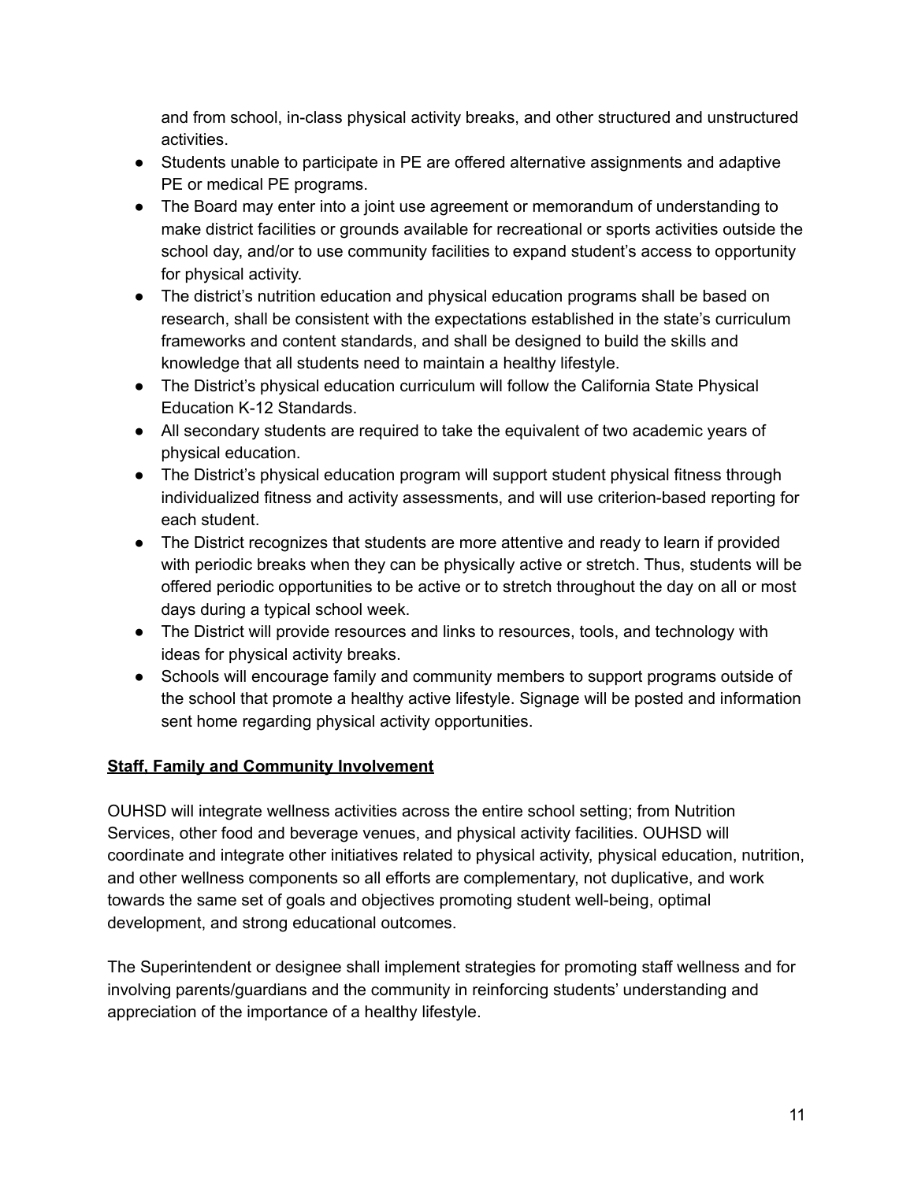and from school, in-class physical activity breaks, and other structured and unstructured activities.

- Students unable to participate in PE are offered alternative assignments and adaptive PE or medical PE programs.
- The Board may enter into a joint use agreement or memorandum of understanding to make district facilities or grounds available for recreational or sports activities outside the school day, and/or to use community facilities to expand student's access to opportunity for physical activity.
- The district's nutrition education and physical education programs shall be based on research, shall be consistent with the expectations established in the state's curriculum frameworks and content standards, and shall be designed to build the skills and knowledge that all students need to maintain a healthy lifestyle.
- The District's physical education curriculum will follow the California State Physical Education K-12 Standards.
- All secondary students are required to take the equivalent of two academic years of physical education.
- The District's physical education program will support student physical fitness through individualized fitness and activity assessments, and will use criterion-based reporting for each student.
- The District recognizes that students are more attentive and ready to learn if provided with periodic breaks when they can be physically active or stretch. Thus, students will be offered periodic opportunities to be active or to stretch throughout the day on all or most days during a typical school week.
- The District will provide resources and links to resources, tools, and technology with ideas for physical activity breaks.
- Schools will encourage family and community members to support programs outside of the school that promote a healthy active lifestyle. Signage will be posted and information sent home regarding physical activity opportunities.

## Staff, Family and Community Involvement

OUHSD will integrate wellness activities across the entire school setting; from Nutrition Services, other food and beverage venues, and physical activity facilities. OUHSD will coordinate and integrate other initiatives related to physical activity, physical education, nutrition, and other wellness components so all efforts are complementary, not duplicative, and work towards the same set of goals and objectives promoting student well-being, optimal development, and strong educational outcomes.

The Superintendent or designee shall implement strategies for promoting staff wellness and for involving parents/guardians and the community in reinforcing students' understanding and appreciation of the importance of a healthy lifestyle.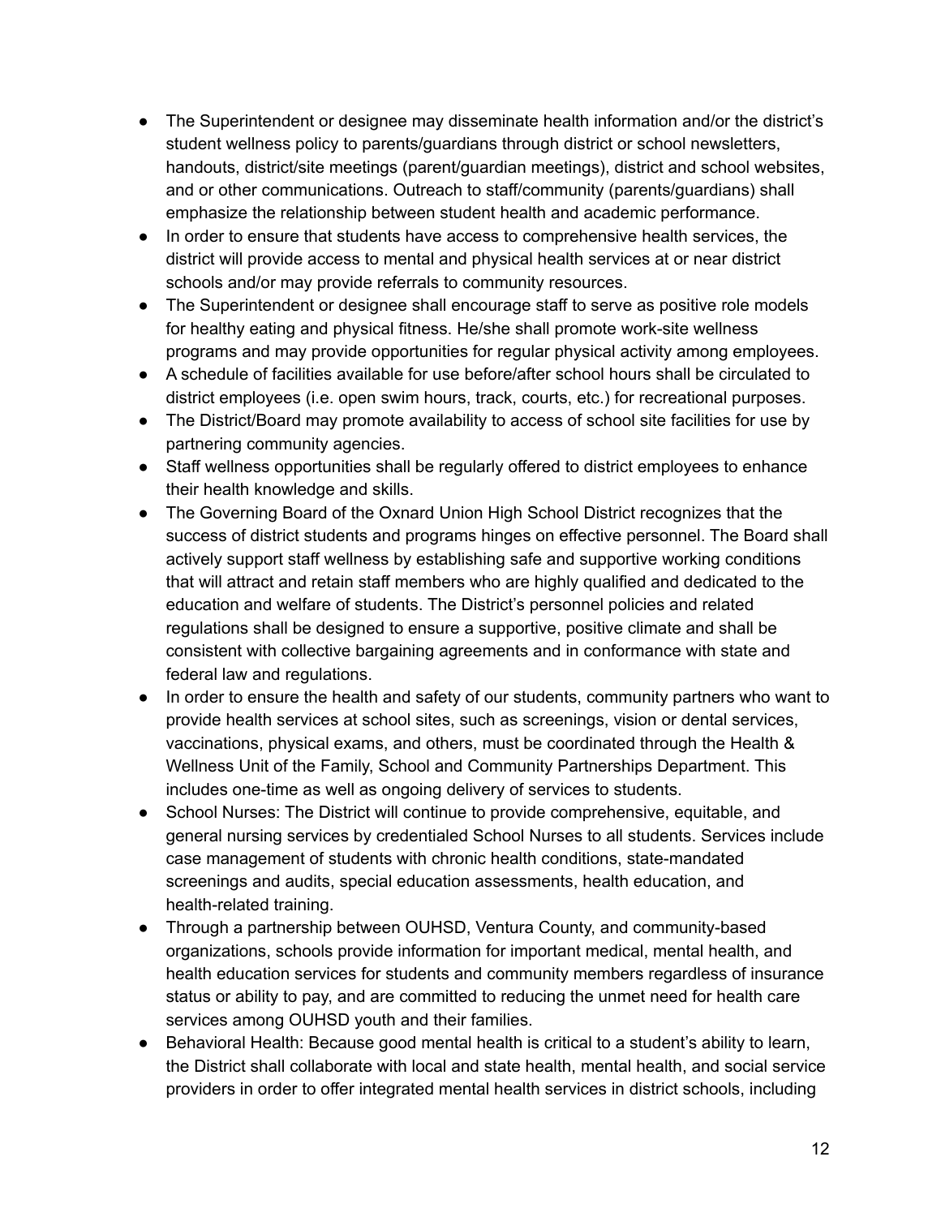- The Superintendent or designee may disseminate health information and/or the district's student wellness policy to parents/guardians through district or school newsletters, handouts, district/site meetings (parent/guardian meetings), district and school websites, and or other communications. Outreach to staff/community (parents/guardians) shall emphasize the relationship between student health and academic performance.
- In order to ensure that students have access to comprehensive health services, the district will provide access to mental and physical health services at or near district schools and/or may provide referrals to community resources.
- The Superintendent or designee shall encourage staff to serve as positive role models for healthy eating and physical fitness. He/she shall promote work-site wellness programs and may provide opportunities for regular physical activity among employees.
- A schedule of facilities available for use before/after school hours shall be circulated to district employees (i.e. open swim hours, track, courts, etc.) for recreational purposes.
- The District/Board may promote availability to access of school site facilities for use by partnering community agencies.
- Staff wellness opportunities shall be regularly offered to district employees to enhance their health knowledge and skills.
- The Governing Board of the Oxnard Union High School District recognizes that the success of district students and programs hinges on effective personnel. The Board shall actively support staff wellness by establishing safe and supportive working conditions that will attract and retain staff members who are highly qualified and dedicated to the education and welfare of students. The District's personnel policies and related regulations shall be designed to ensure a supportive, positive climate and shall be consistent with collective bargaining agreements and in conformance with state and federal law and regulations.
- In order to ensure the health and safety of our students, community partners who want to provide health services at school sites, such as screenings, vision or dental services, vaccinations, physical exams, and others, must be coordinated through the Health & Wellness Unit of the Family, School and Community Partnerships Department. This includes one-time as well as ongoing delivery of services to students.
- School Nurses: The District will continue to provide comprehensive, equitable, and general nursing services by credentialed School Nurses to all students. Services include case management of students with chronic health conditions, state-mandated screenings and audits, special education assessments, health education, and health-related training.
- Through a partnership between OUHSD, Ventura County, and community-based organizations, schools provide information for important medical, mental health, and health education services for students and community members regardless of insurance status or ability to pay, and are committed to reducing the unmet need for health care services among OUHSD youth and their families.
- Behavioral Health: Because good mental health is critical to a student's ability to learn, the District shall collaborate with local and state health, mental health, and social service providers in order to offer integrated mental health services in district schools, including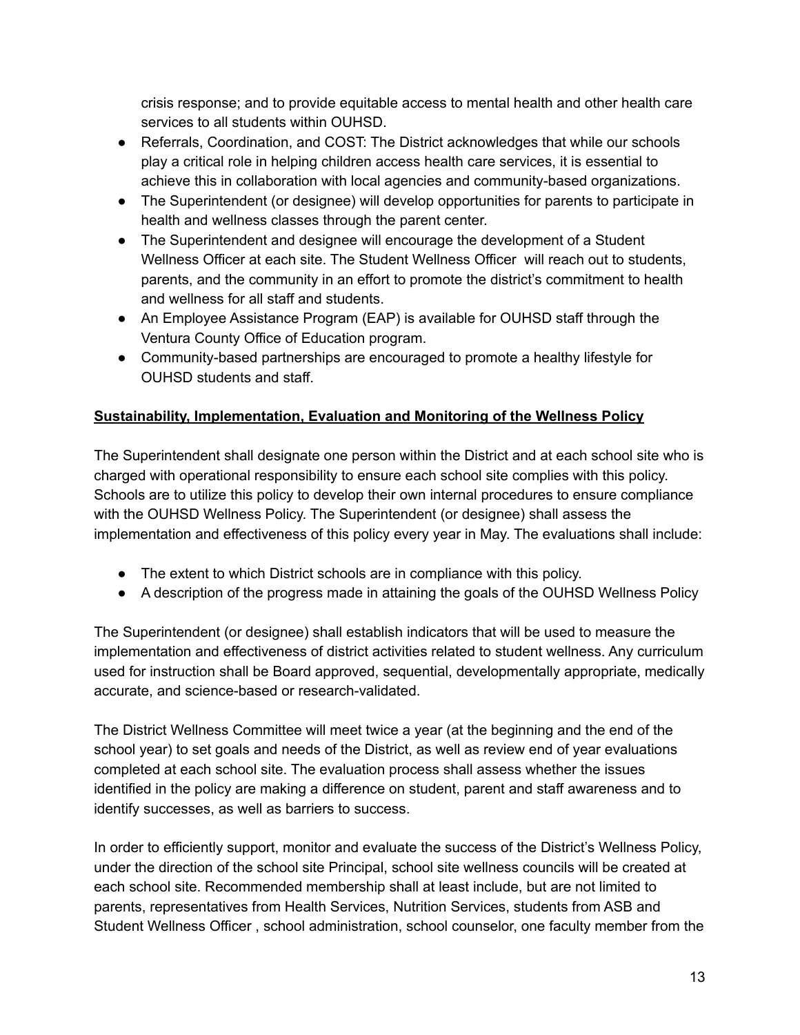crisis response; and to provide equitable access to mental health and other health care services to all students within OUHSD.

- Referrals, Coordination, and COST: The District acknowledges that while our schools play a critical role in helping children access health care services, it is essential to achieve this in collaboration with local agencies and community-based organizations.
- The Superintendent (or designee) will develop opportunities for parents to participate in health and wellness classes through the parent center.
- The Superintendent and designee will encourage the development of a Student Wellness Officer at each site. The Student Wellness Officer will reach out to students, parents, and the community in an effort to promote the district's commitment to health and wellness for all staff and students.
- An Employee Assistance Program (EAP) is available for OUHSD staff through the Ventura County Office of Education program.
- Community-based partnerships are encouraged to promote a healthy lifestyle for OUHSD students and staff.

**<u>Sustainability, Implementation, Evaluation and Monitoring of the Wellness Policy</u>**

The Superintendent shall designate one person within the District and at each school site who is charged with operational responsibility to ensure each school site complies with this policy. Schools are to utilize this policy to develop their own internal procedures to ensure compliance with the OUHSD Wellness Policy. The Superintendent (or designee) shall assess the implementation and effectiveness of this policy every year in May. The evaluations shall include:

- The extent to which District schools are in compliance with this policy.
- A description of the progress made in attaining the goals of the OUHSD Wellness Policy

The Superintendent (or designee) shall establish indicators that will be used to measure the implementation and effectiveness of district activities related to student wellness. Any curriculum used for instruction shall be Board approved, sequential, developmentally appropriate, medically accurate, and science-based or research-validated.

The District Wellness Committee will meet twice a year (at the beginning and the end of the school year) to set goals and needs of the District, as well as review end of year evaluations completed at each school site. The evaluation process shall assess whether the issues identified in the policy are making a difference on student, parent and staff awareness and to identify successes, as well as barriers to success.

In order to efficiently support, monitor and evaluate the success of the District's Wellness Policy, under the direction of the school site Principal, school site wellness councils will be created at each school site. Recommended membership shall at least include, but are not limited to parents, representatives from Health Services, Nutrition Services, students from ASB and Student Wellness Officer , school administration, school counselor, one faculty member from the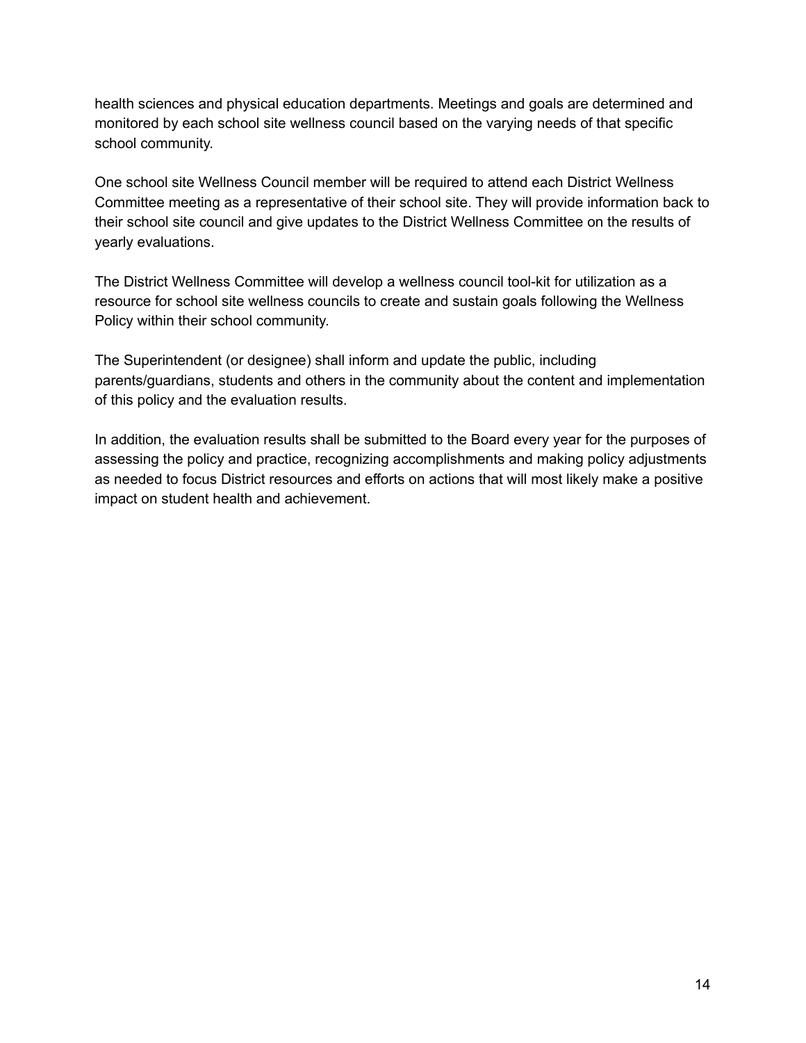health sciences and physical education departments. Meetings and goals are determined and monitored by each school site wellness council based on the varying needs of that specific school community.

One school site Wellness Council member will be required to attend each District Wellness Committee meeting as a representative of their school site. They will provide information back to their school site council and give updates to the District Wellness Committee on the results of yearly evaluations.

The District Wellness Committee will develop a wellness council tool-kit for utilization as a resource for school site wellness councils to create and sustain goals following the Wellness Policy within their school community.

The Superintendent (or designee) shall inform and update the public, including parents/guardians, students and others in the community about the content and implementation of this policy and the evaluation results.

In addition, the evaluation results shall be submitted to the Board every year for the purposes of assessing the policy and practice, recognizing accomplishments and making policy adjustments as needed to focus District resources and efforts on actions that will most likely make a positive impact on student health and achievement.